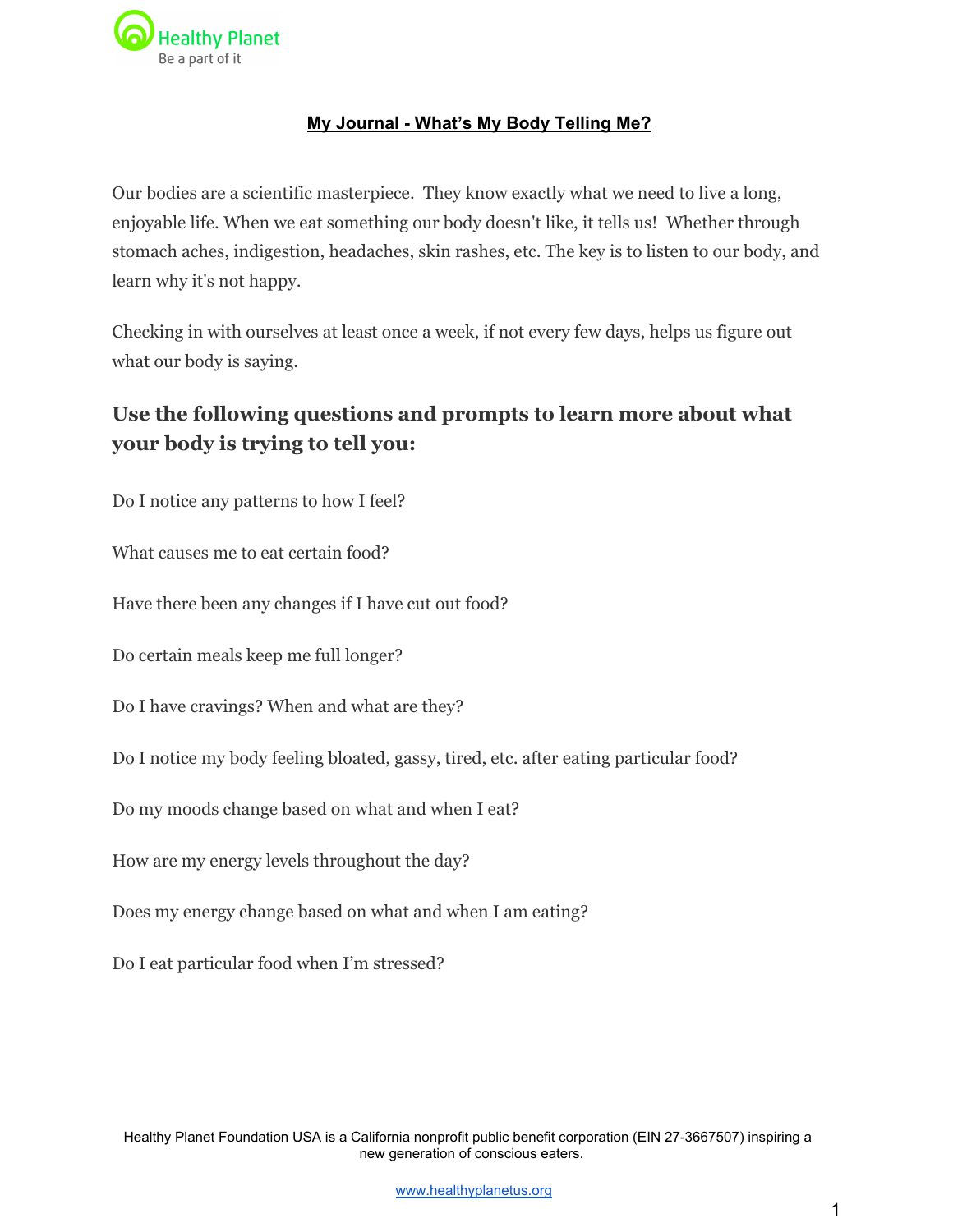Healthy Planet
Be a part of it

# My Journal - What's My Body Telling Me?

Our bodies are a scientific masterpiece. They know exactly what we need to live a long, enjoyable life. When we eat something our body doesn't like, it tells us! Whether through stomach aches, indigestion, headaches, skin rashes, etc. The key is to listen to our body, and learn why it's not happy.

Checking in with ourselves at least once a week, if not every few days, helps us figure out what our body is saying.

## Use the following questions and prompts to learn more about what your body is trying to tell you:

Do I notice any patterns to how I feel?

What causes me to eat certain food?

Have there been any changes if I have cut out food?

Do certain meals keep me full longer?

Do I have cravings? When and what are they?

Do I notice my body feeling bloated, gassy, tired, etc. after eating particular food?

Do my moods change based on what and when I eat?

How are my energy levels throughout the day?

Does my energy change based on what and when I am eating?

Do I eat particular food when I'm stressed?

Healthy Planet Foundation USA is a California nonprofit public benefit corporation (EIN 27-3667507) inspiring a new generation of conscious eaters.

www.healthyplanetus.org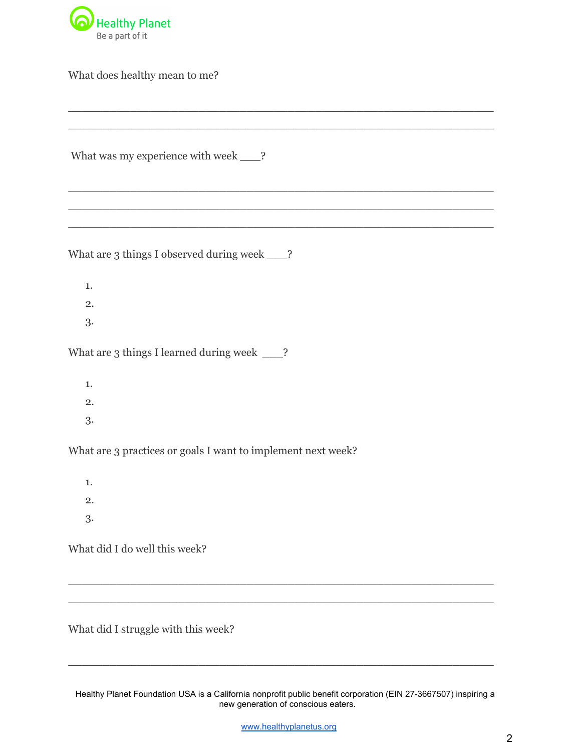Healthy Planet
Be a part of it

What does healthy mean to me?

_________________________________________________________________

_________________________________________________________________

What was my experience with week ___?

_________________________________________________________________

_________________________________________________________________

_________________________________________________________________

What are 3 things I observed during week ___?

1.
2.
3.

What are 3 things I learned during week ___?

1.
2.
3.

What are 3 practices or goals I want to implement next week?

1.
2.
3.

What did I do well this week?

_________________________________________________________________

_________________________________________________________________

What did I struggle with this week?

_________________________________________________________________

Healthy Planet Foundation USA is a California nonprofit public benefit corporation (EIN 27-3667507) inspiring a new generation of conscious eaters.

www.healthyplanetus.org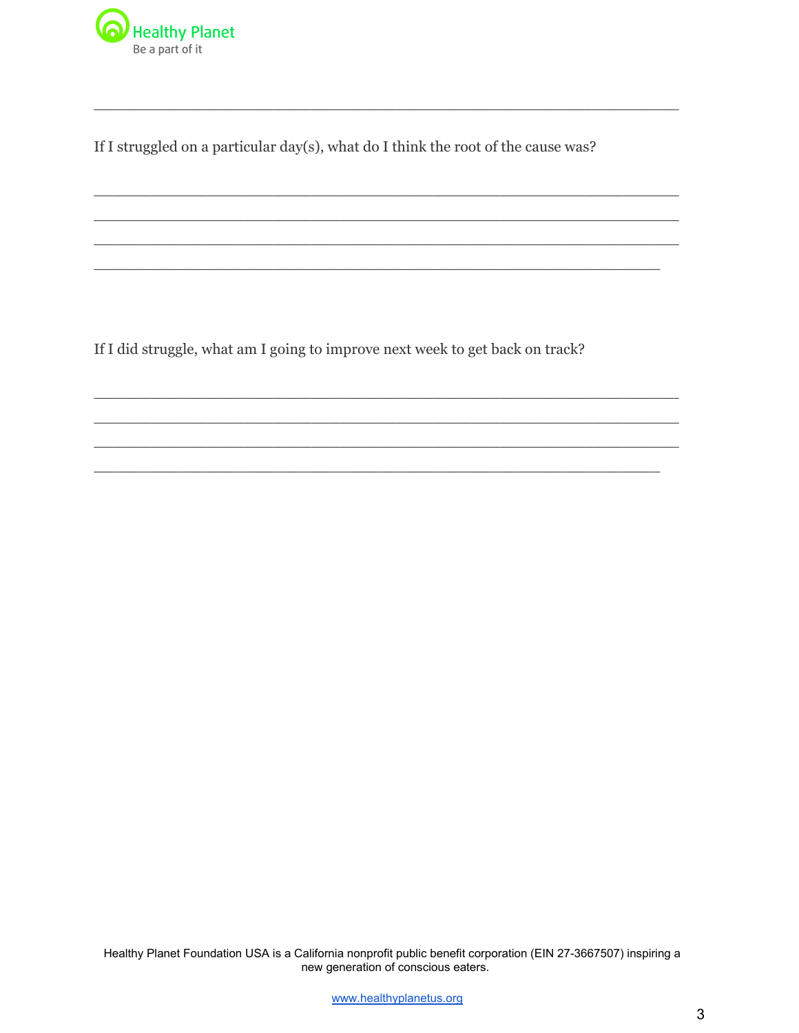\_\_\_\_\_\_\_\_\_\_\_\_\_\_\_\_\_\_\_\_\_\_\_\_\_\_\_\_\_\_\_\_\_\_\_\_\_\_\_\_\_\_\_\_\_\_\_\_\_\_\_\_\_\_\_\_\_\_\_\_

If I struggled on a particular day(s), what do I think the root of the cause was?

\_\_\_\_\_\_\_\_\_\_\_\_\_\_\_\_\_\_\_\_\_\_\_\_\_\_\_\_\_\_\_\_\_\_\_\_\_\_\_\_\_\_\_\_\_\_\_\_\_\_\_\_\_\_\_\_\_\_\_\_

\_\_\_\_\_\_\_\_\_\_\_\_\_\_\_\_\_\_\_\_\_\_\_\_\_\_\_\_\_\_\_\_\_\_\_\_\_\_\_\_\_\_\_\_\_\_\_\_\_\_\_\_\_\_\_\_\_\_\_\_

\_\_\_\_\_\_\_\_\_\_\_\_\_\_\_\_\_\_\_\_\_\_\_\_\_\_\_\_\_\_\_\_\_\_\_\_\_\_\_\_\_\_\_\_\_\_\_\_\_\_\_\_\_\_\_\_\_\_\_\_

\_\_\_\_\_\_\_\_\_\_\_\_\_\_\_\_\_\_\_\_\_\_\_\_\_\_\_\_\_\_\_\_\_\_\_\_\_\_\_\_\_\_\_\_\_\_\_\_\_\_\_\_\_\_\_\_\_\_

If I did struggle, what am I going to improve next week to get back on track?

\_\_\_\_\_\_\_\_\_\_\_\_\_\_\_\_\_\_\_\_\_\_\_\_\_\_\_\_\_\_\_\_\_\_\_\_\_\_\_\_\_\_\_\_\_\_\_\_\_\_\_\_\_\_\_\_\_\_\_\_

\_\_\_\_\_\_\_\_\_\_\_\_\_\_\_\_\_\_\_\_\_\_\_\_\_\_\_\_\_\_\_\_\_\_\_\_\_\_\_\_\_\_\_\_\_\_\_\_\_\_\_\_\_\_\_\_\_\_\_\_

\_\_\_\_\_\_\_\_\_\_\_\_\_\_\_\_\_\_\_\_\_\_\_\_\_\_\_\_\_\_\_\_\_\_\_\_\_\_\_\_\_\_\_\_\_\_\_\_\_\_\_\_\_\_\_\_\_\_\_\_

\_\_\_\_\_\_\_\_\_\_\_\_\_\_\_\_\_\_\_\_\_\_\_\_\_\_\_\_\_\_\_\_\_\_\_\_\_\_\_\_\_\_\_\_\_\_\_\_\_\_\_\_\_\_\_\_\_\_